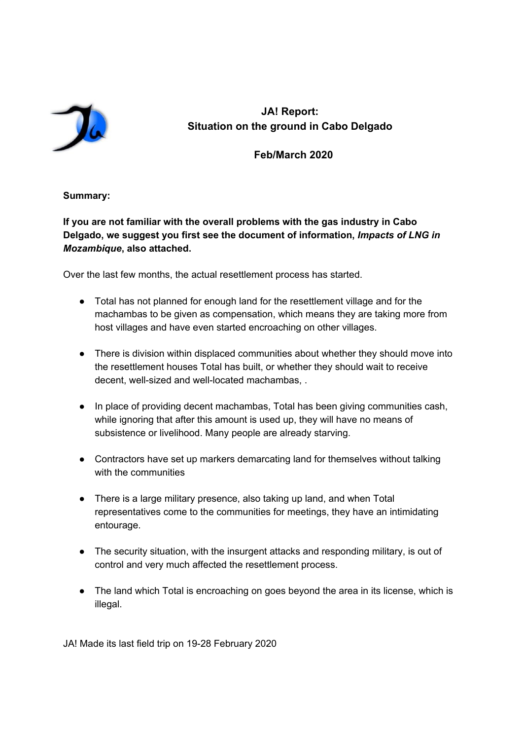# JA! Report:
# Situation on the ground in Cabo Delgado

**Feb/March 2020**

**Summary:**

**If you are not familiar with the overall problems with the gas industry in Cabo Delgado, we suggest you first see the document of information, *Impacts of LNG in Mozambique*, also attached.**

Over the last few months, the actual resettlement process has started.

- Total has not planned for enough land for the resettlement village and for the machambas to be given as compensation, which means they are taking more from host villages and have even started encroaching on other villages.
- There is division within displaced communities about whether they should move into the resettlement houses Total has built, or whether they should wait to receive decent, well-sized and well-located machambas, .
- In place of providing decent machambas, Total has been giving communities cash, while ignoring that after this amount is used up, they will have no means of subsistence or livelihood. Many people are already starving.
- Contractors have set up markers demarcating land for themselves without talking with the communities
- There is a large military presence, also taking up land, and when Total representatives come to the communities for meetings, they have an intimidating entourage.
- The security situation, with the insurgent attacks and responding military, is out of control and very much affected the resettlement process.
- The land which Total is encroaching on goes beyond the area in its license, which is illegal.

JA! Made its last field trip on 19-28 February 2020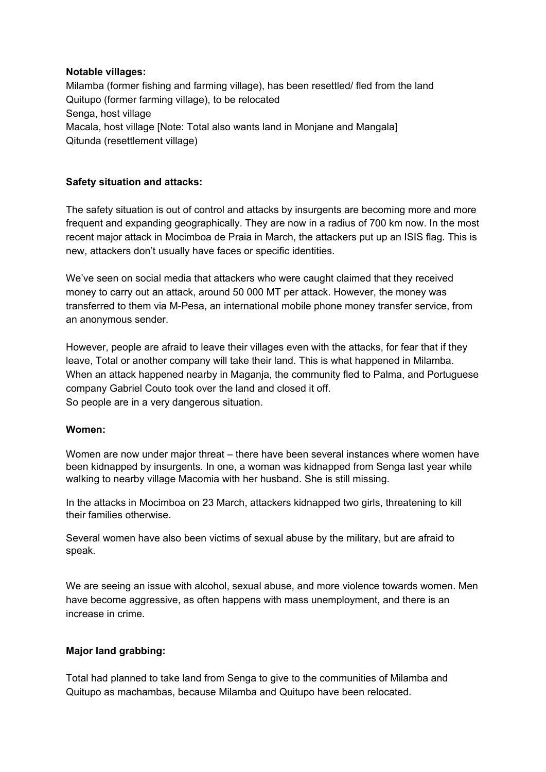**Notable villages:**
Milamba (former fishing and farming village), has been resettled/ fled from the land
Quitupo (former farming village), to be relocated
Senga, host village
Macala, host village [Note: Total also wants land in Monjane and Mangala]
Qitunda (resettlement village)

**Safety situation and attacks:**

The safety situation is out of control and attacks by insurgents are becoming more and more frequent and expanding geographically. They are now in a radius of 700 km now. In the most recent major attack in Mocimboa de Praia in March, the attackers put up an ISIS flag. This is new, attackers don't usually have faces or specific identities.

We've seen on social media that attackers who were caught claimed that they received money to carry out an attack, around 50 000 MT per attack. However, the money was transferred to them via M-Pesa, an international mobile phone money transfer service, from an anonymous sender.

However, people are afraid to leave their villages even with the attacks, for fear that if they leave, Total or another company will take their land. This is what happened in Milamba. When an attack happened nearby in Maganja, the community fled to Palma, and Portuguese company Gabriel Couto took over the land and closed it off.
So people are in a very dangerous situation.

**Women:**

Women are now under major threat – there have been several instances where women have been kidnapped by insurgents. In one, a woman was kidnapped from Senga last year while walking to nearby village Macomia with her husband. She is still missing.

In the attacks in Mocimboa on 23 March, attackers kidnapped two girls, threatening to kill their families otherwise.

Several women have also been victims of sexual abuse by the military, but are afraid to speak.

We are seeing an issue with alcohol, sexual abuse, and more violence towards women. Men have become aggressive, as often happens with mass unemployment, and there is an increase in crime.

**Major land grabbing:**

Total had planned to take land from Senga to give to the communities of Milamba and Quitupo as machambas, because Milamba and Quitupo have been relocated.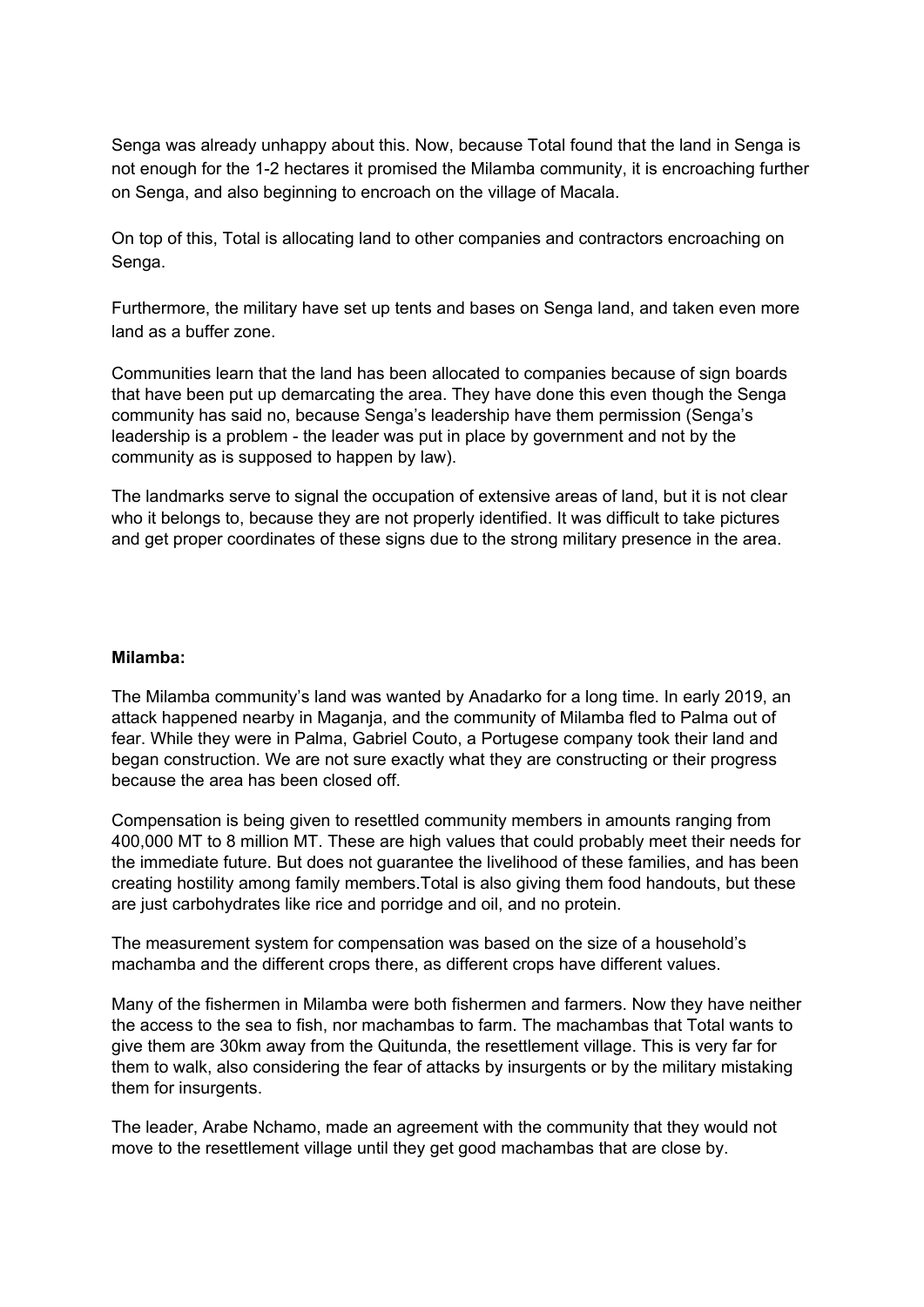Senga was already unhappy about this. Now, because Total found that the land in Senga is not enough for the 1-2 hectares it promised the Milamba community, it is encroaching further on Senga, and also beginning to encroach on the village of Macala.

On top of this, Total is allocating land to other companies and contractors encroaching on Senga.

Furthermore, the military have set up tents and bases on Senga land, and taken even more land as a buffer zone.

Communities learn that the land has been allocated to companies because of sign boards that have been put up demarcating the area. They have done this even though the Senga community has said no, because Senga's leadership have them permission (Senga's leadership is a problem - the leader was put in place by government and not by the community as is supposed to happen by law).

The landmarks serve to signal the occupation of extensive areas of land, but it is not clear who it belongs to, because they are not properly identified. It was difficult to take pictures and get proper coordinates of these signs due to the strong military presence in the area.

**Milamba:**

The Milamba community's land was wanted by Anadarko for a long time. In early 2019, an attack happened nearby in Maganja, and the community of Milamba fled to Palma out of fear. While they were in Palma, Gabriel Couto, a Portugese company took their land and began construction. We are not sure exactly what they are constructing or their progress because the area has been closed off.

Compensation is being given to resettled community members in amounts ranging from 400,000 MT to 8 million MT. These are high values that could probably meet their needs for the immediate future. But does not guarantee the livelihood of these families, and has been creating hostility among family members.Total is also giving them food handouts, but these are just carbohydrates like rice and porridge and oil, and no protein.

The measurement system for compensation was based on the size of a household's machamba and the different crops there, as different crops have different values.

Many of the fishermen in Milamba were both fishermen and farmers. Now they have neither the access to the sea to fish, nor machambas to farm. The machambas that Total wants to give them are 30km away from the Quitunda, the resettlement village. This is very far for them to walk, also considering the fear of attacks by insurgents or by the military mistaking them for insurgents.

The leader, Arabe Nchamo, made an agreement with the community that they would not move to the resettlement village until they get good machambas that are close by.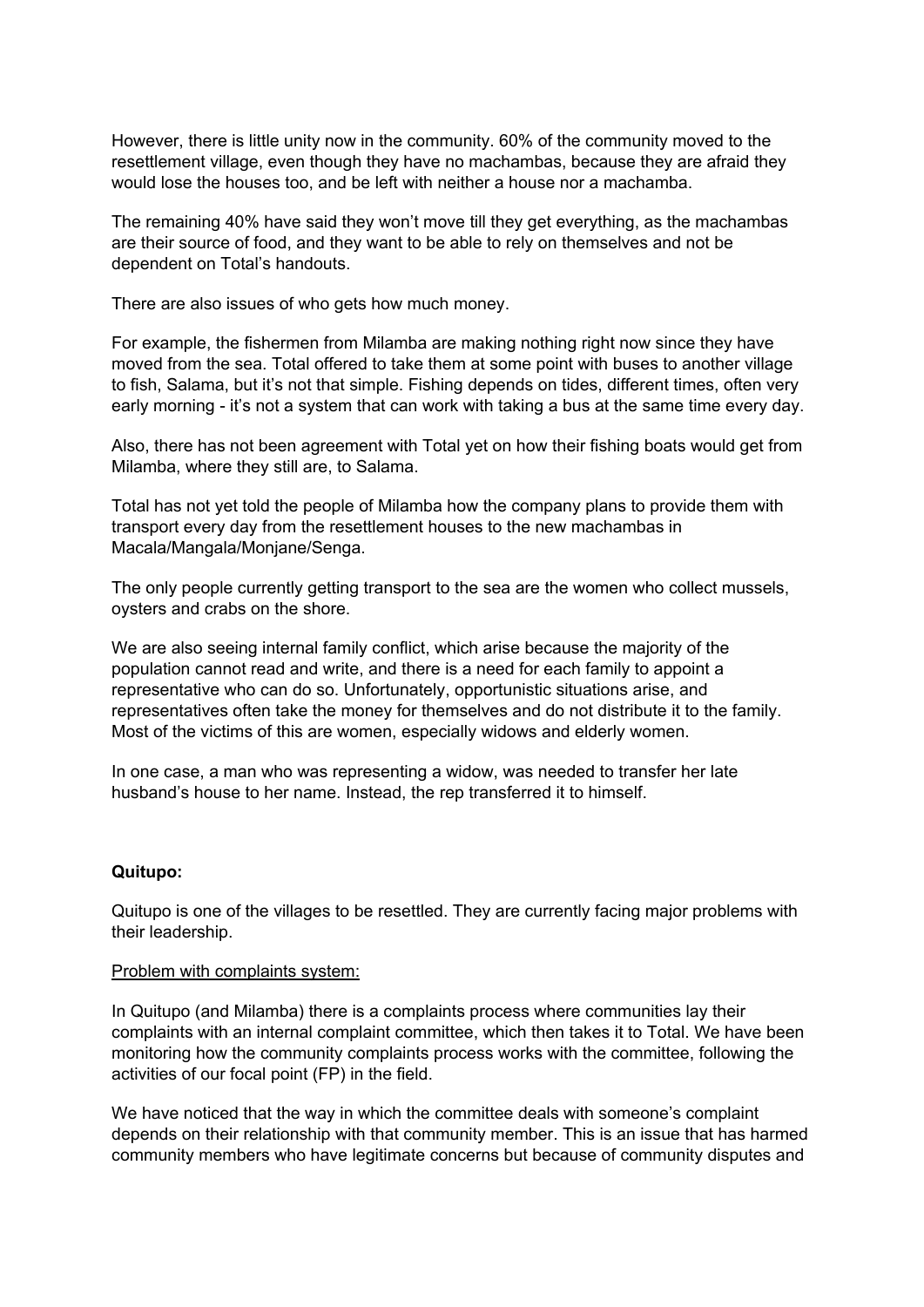However, there is little unity now in the community. 60% of the community moved to the resettlement village, even though they have no machambas, because they are afraid they would lose the houses too, and be left with neither a house nor a machamba.

The remaining 40% have said they won't move till they get everything, as the machambas are their source of food, and they want to be able to rely on themselves and not be dependent on Total's handouts.

There are also issues of who gets how much money.

For example, the fishermen from Milamba are making nothing right now since they have moved from the sea. Total offered to take them at some point with buses to another village to fish, Salama, but it's not that simple. Fishing depends on tides, different times, often very early morning - it's not a system that can work with taking a bus at the same time every day.

Also, there has not been agreement with Total yet on how their fishing boats would get from Milamba, where they still are, to Salama.

Total has not yet told the people of Milamba how the company plans to provide them with transport every day from the resettlement houses to the new machambas in Macala/Mangala/Monjane/Senga.

The only people currently getting transport to the sea are the women who collect mussels, oysters and crabs on the shore.

We are also seeing internal family conflict, which arise because the majority of the population cannot read and write, and there is a need for each family to appoint a representative who can do so. Unfortunately, opportunistic situations arise, and representatives often take the money for themselves and do not distribute it to the family. Most of the victims of this are women, especially widows and elderly women.

In one case, a man who was representing a widow, was needed to transfer her late husband's house to her name. Instead, the rep transferred it to himself.

**Quitupo:**

Quitupo is one of the villages to be resettled. They are currently facing major problems with their leadership.

<u>Problem with complaints system:</u>

In Quitupo (and Milamba) there is a complaints process where communities lay their complaints with an internal complaint committee, which then takes it to Total. We have been monitoring how the community complaints process works with the committee, following the activities of our focal point (FP) in the field.

We have noticed that the way in which the committee deals with someone's complaint depends on their relationship with that community member. This is an issue that has harmed community members who have legitimate concerns but because of community disputes and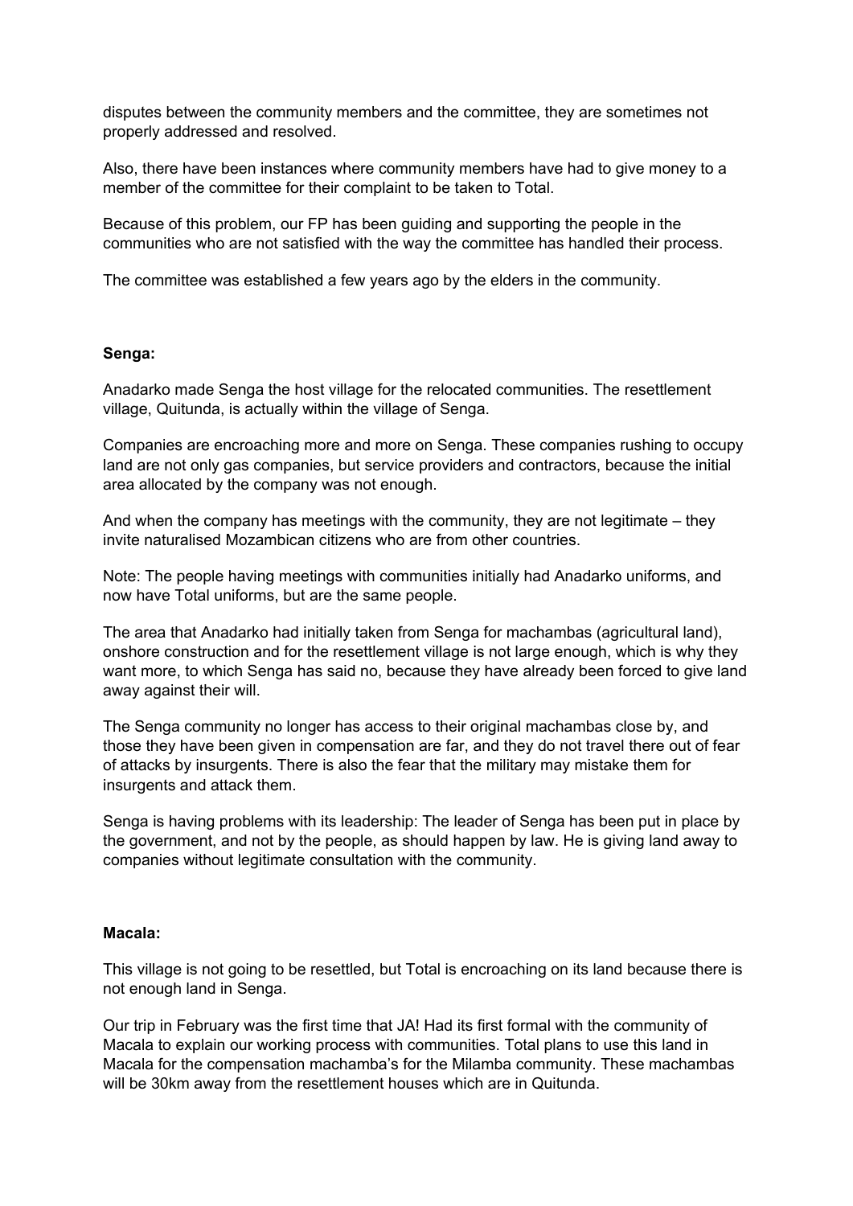disputes between the community members and the committee, they are sometimes not properly addressed and resolved.

Also, there have been instances where community members have had to give money to a member of the committee for their complaint to be taken to Total.

Because of this problem, our FP has been guiding and supporting the people in the communities who are not satisfied with the way the committee has handled their process.

The committee was established a few years ago by the elders in the community.

**Senga:**

Anadarko made Senga the host village for the relocated communities. The resettlement village, Quitunda, is actually within the village of Senga.

Companies are encroaching more and more on Senga. These companies rushing to occupy land are not only gas companies, but service providers and contractors, because the initial area allocated by the company was not enough.

And when the company has meetings with the community, they are not legitimate – they invite naturalised Mozambican citizens who are from other countries.

Note: The people having meetings with communities initially had Anadarko uniforms, and now have Total uniforms, but are the same people.

The area that Anadarko had initially taken from Senga for machambas (agricultural land), onshore construction and for the resettlement village is not large enough, which is why they want more, to which Senga has said no, because they have already been forced to give land away against their will.

The Senga community no longer has access to their original machambas close by, and those they have been given in compensation are far, and they do not travel there out of fear of attacks by insurgents. There is also the fear that the military may mistake them for insurgents and attack them.

Senga is having problems with its leadership: The leader of Senga has been put in place by the government, and not by the people, as should happen by law. He is giving land away to companies without legitimate consultation with the community.

**Macala:**

This village is not going to be resettled, but Total is encroaching on its land because there is not enough land in Senga.

Our trip in February was the first time that JA! Had its first formal with the community of Macala to explain our working process with communities. Total plans to use this land in Macala for the compensation machamba's for the Milamba community. These machambas will be 30km away from the resettlement houses which are in Quitunda.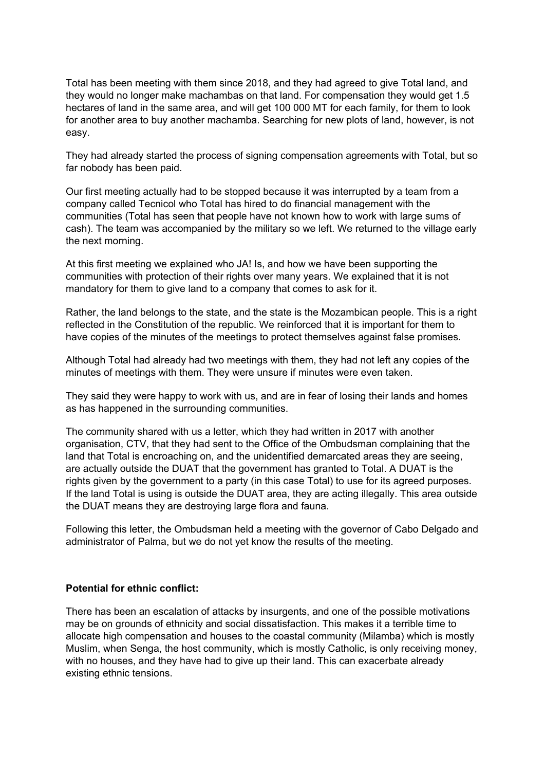Total has been meeting with them since 2018, and they had agreed to give Total land, and they would no longer make machambas on that land. For compensation they would get 1.5 hectares of land in the same area, and will get 100 000 MT for each family, for them to look for another area to buy another machamba. Searching for new plots of land, however, is not easy.

They had already started the process of signing compensation agreements with Total, but so far nobody has been paid.

Our first meeting actually had to be stopped because it was interrupted by a team from a company called Tecnicol who Total has hired to do financial management with the communities (Total has seen that people have not known how to work with large sums of cash). The team was accompanied by the military so we left. We returned to the village early the next morning.

At this first meeting we explained who JA! Is, and how we have been supporting the communities with protection of their rights over many years. We explained that it is not mandatory for them to give land to a company that comes to ask for it.

Rather, the land belongs to the state, and the state is the Mozambican people. This is a right reflected in the Constitution of the republic. We reinforced that it is important for them to have copies of the minutes of the meetings to protect themselves against false promises.

Although Total had already had two meetings with them, they had not left any copies of the minutes of meetings with them. They were unsure if minutes were even taken.

They said they were happy to work with us, and are in fear of losing their lands and homes as has happened in the surrounding communities.

The community shared with us a letter, which they had written in 2017 with another organisation, CTV, that they had sent to the Office of the Ombudsman complaining that the land that Total is encroaching on, and the unidentified demarcated areas they are seeing, are actually outside the DUAT that the government has granted to Total. A DUAT is the rights given by the government to a party (in this case Total) to use for its agreed purposes. If the land Total is using is outside the DUAT area, they are acting illegally. This area outside the DUAT means they are destroying large flora and fauna.

Following this letter, the Ombudsman held a meeting with the governor of Cabo Delgado and administrator of Palma, but we do not yet know the results of the meeting.

**Potential for ethnic conflict:**

There has been an escalation of attacks by insurgents, and one of the possible motivations may be on grounds of ethnicity and social dissatisfaction. This makes it a terrible time to allocate high compensation and houses to the coastal community (Milamba) which is mostly Muslim, when Senga, the host community, which is mostly Catholic, is only receiving money, with no houses, and they have had to give up their land. This can exacerbate already existing ethnic tensions.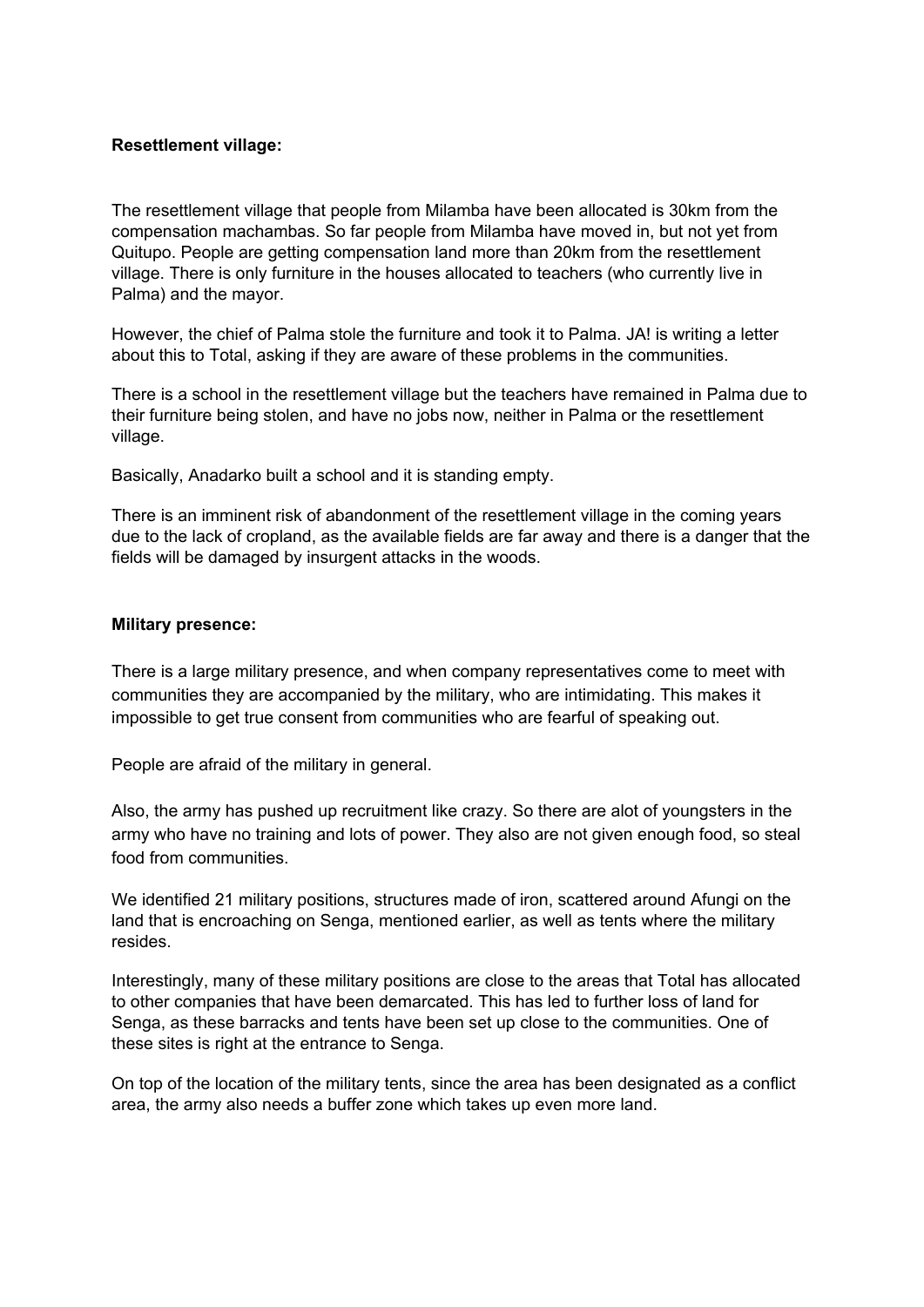**Resettlement village:**

The resettlement village that people from Milamba have been allocated is 30km from the compensation machambas. So far people from Milamba have moved in, but not yet from Quitupo. People are getting compensation land more than 20km from the resettlement village. There is only furniture in the houses allocated to teachers (who currently live in Palma) and the mayor.

However, the chief of Palma stole the furniture and took it to Palma. JA! is writing a letter about this to Total, asking if they are aware of these problems in the communities.

There is a school in the resettlement village but the teachers have remained in Palma due to their furniture being stolen, and have no jobs now, neither in Palma or the resettlement village.

Basically, Anadarko built a school and it is standing empty.

There is an imminent risk of abandonment of the resettlement village in the coming years due to the lack of cropland, as the available fields are far away and there is a danger that the fields will be damaged by insurgent attacks in the woods.

**Military presence:**

There is a large military presence, and when company representatives come to meet with communities they are accompanied by the military, who are intimidating. This makes it impossible to get true consent from communities who are fearful of speaking out.

People are afraid of the military in general.

Also, the army has pushed up recruitment like crazy. So there are alot of youngsters in the army who have no training and lots of power. They also are not given enough food, so steal food from communities.

We identified 21 military positions, structures made of iron, scattered around Afungi on the land that is encroaching on Senga, mentioned earlier, as well as tents where the military resides.

Interestingly, many of these military positions are close to the areas that Total has allocated to other companies that have been demarcated. This has led to further loss of land for Senga, as these barracks and tents have been set up close to the communities. One of these sites is right at the entrance to Senga.

On top of the location of the military tents, since the area has been designated as a conflict area, the army also needs a buffer zone which takes up even more land.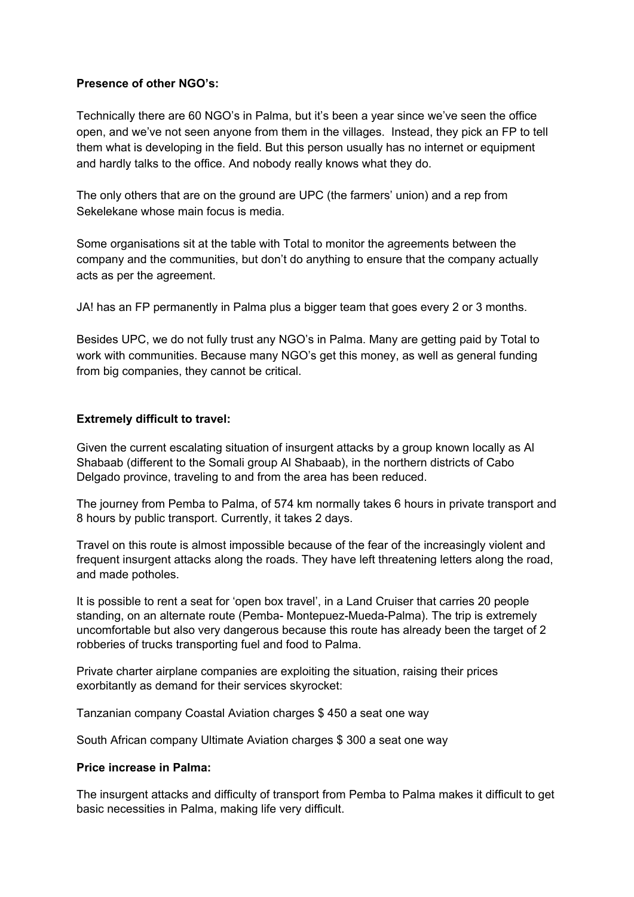**Presence of other NGO's:**

Technically there are 60 NGO's in Palma, but it's been a year since we've seen the office open, and we've not seen anyone from them in the villages. Instead, they pick an FP to tell them what is developing in the field. But this person usually has no internet or equipment and hardly talks to the office. And nobody really knows what they do.

The only others that are on the ground are UPC (the farmers' union) and a rep from Sekelekane whose main focus is media.

Some organisations sit at the table with Total to monitor the agreements between the company and the communities, but don't do anything to ensure that the company actually acts as per the agreement.

JA! has an FP permanently in Palma plus a bigger team that goes every 2 or 3 months.

Besides UPC, we do not fully trust any NGO's in Palma. Many are getting paid by Total to work with communities. Because many NGO's get this money, as well as general funding from big companies, they cannot be critical.

**Extremely difficult to travel:**

Given the current escalating situation of insurgent attacks by a group known locally as Al Shabaab (different to the Somali group Al Shabaab), in the northern districts of Cabo Delgado province, traveling to and from the area has been reduced.

The journey from Pemba to Palma, of 574 km normally takes 6 hours in private transport and 8 hours by public transport. Currently, it takes 2 days.

Travel on this route is almost impossible because of the fear of the increasingly violent and frequent insurgent attacks along the roads. They have left threatening letters along the road, and made potholes.

It is possible to rent a seat for 'open box travel', in a Land Cruiser that carries 20 people standing, on an alternate route (Pemba- Montepuez-Mueda-Palma). The trip is extremely uncomfortable but also very dangerous because this route has already been the target of 2 robberies of trucks transporting fuel and food to Palma.

Private charter airplane companies are exploiting the situation, raising their prices exorbitantly as demand for their services skyrocket:

Tanzanian company Coastal Aviation charges $ 450 a seat one way

South African company Ultimate Aviation charges $ 300 a seat one way

**Price increase in Palma:**

The insurgent attacks and difficulty of transport from Pemba to Palma makes it difficult to get basic necessities in Palma, making life very difficult.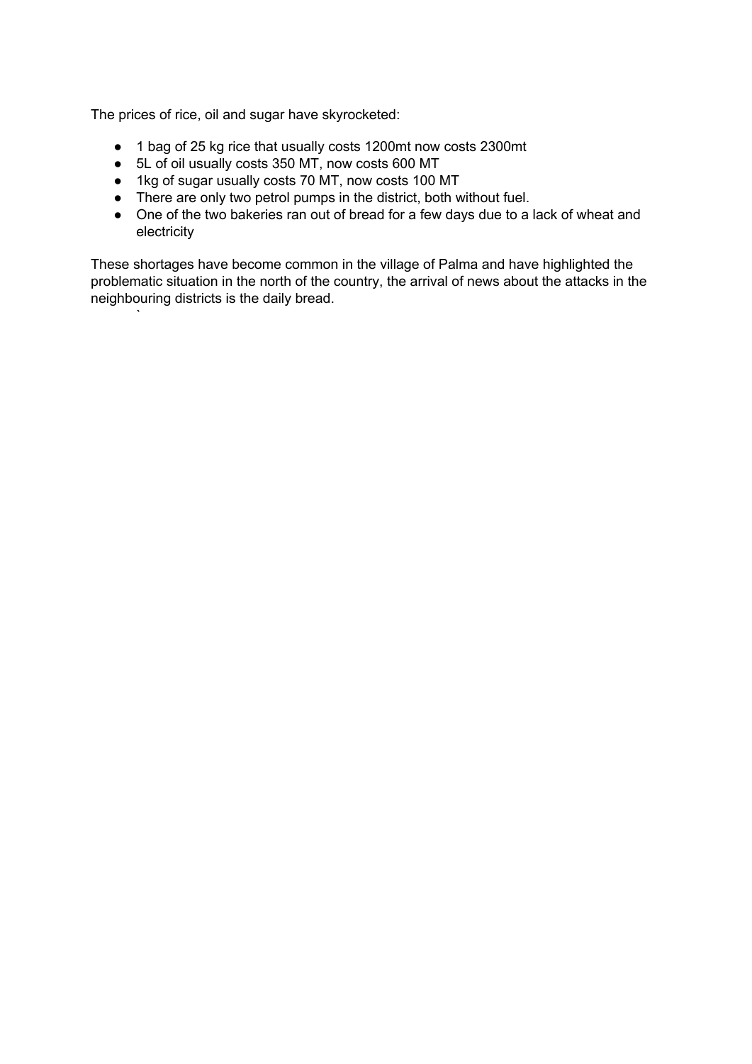The prices of rice, oil and sugar have skyrocketed:

- 1 bag of 25 kg rice that usually costs 1200mt now costs 2300mt
- 5L of oil usually costs 350 MT, now costs 600 MT
- 1kg of sugar usually costs 70 MT, now costs 100 MT
- There are only two petrol pumps in the district, both without fuel.
- One of the two bakeries ran out of bread for a few days due to a lack of wheat and electricity

These shortages have become common in the village of Palma and have highlighted the problematic situation in the north of the country, the arrival of news about the attacks in the neighbouring districts is the daily bread.